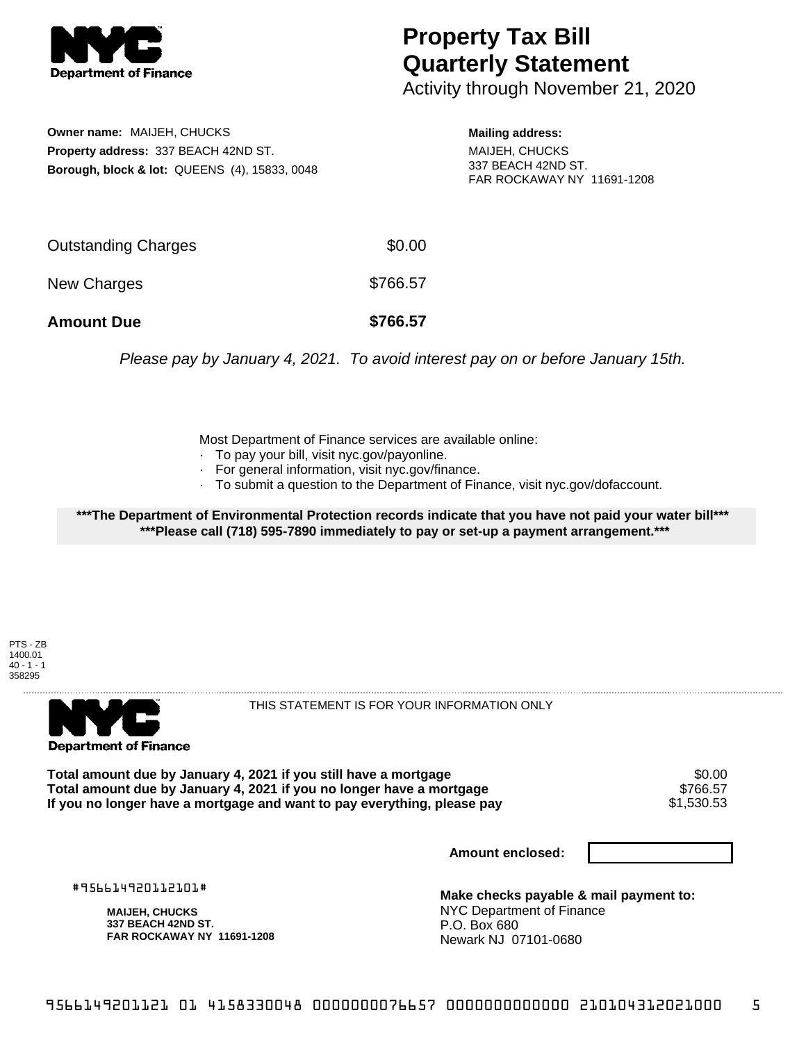**NYC Department of Finance**

# Property Tax Bill Quarterly Statement

Activity through November 21, 2020

**Owner name:** MAIJEH, CHUCKS
**Property address:** 337 BEACH 42ND ST.
**Borough, block & lot:** QUEENS (4), 15833, 0048

**Mailing address:**
MAIJEH, CHUCKS
337 BEACH 42ND ST.
FAR ROCKAWAY NY 11691-1208

| | |
|---|---|
| Outstanding Charges | $0.00 |
| New Charges | $766.57 |
| **Amount Due** | **$766.57** |

*Please pay by January 4, 2021. To avoid interest pay on or before January 15th.*

Most Department of Finance services are available online:

- To pay your bill, visit nyc.gov/payonline.
- For general information, visit nyc.gov/finance.
- To submit a question to the Department of Finance, visit nyc.gov/dofaccount.

**\*\*\*The Department of Environmental Protection records indicate that you have not paid your water bill\*\*\***
**\*\*\*Please call (718) 595-7890 immediately to pay or set-up a payment arrangement.\*\*\***

PTS - ZB
1400.01
40 - 1 - 1
358295

**NYC Department of Finance**

THIS STATEMENT IS FOR YOUR INFORMATION ONLY

| | |
|---|---|
| **Total amount due by January 4, 2021 if you still have a mortgage** | $0.00 |
| **Total amount due by January 4, 2021 if you no longer have a mortgage** | $766.57 |
| **If you no longer have a mortgage and want to pay everything, please pay** | $1,530.53 |

**Amount enclosed:**

#956614920112101#

**MAIJEH, CHUCKS**
**337 BEACH 42ND ST.**
**FAR ROCKAWAY NY 11691-1208**

**Make checks payable & mail payment to:**
NYC Department of Finance
P.O. Box 680
Newark NJ 07101-0680

9566149201121 01 4158330048 0000000076657 0000000000000 210104312021000 5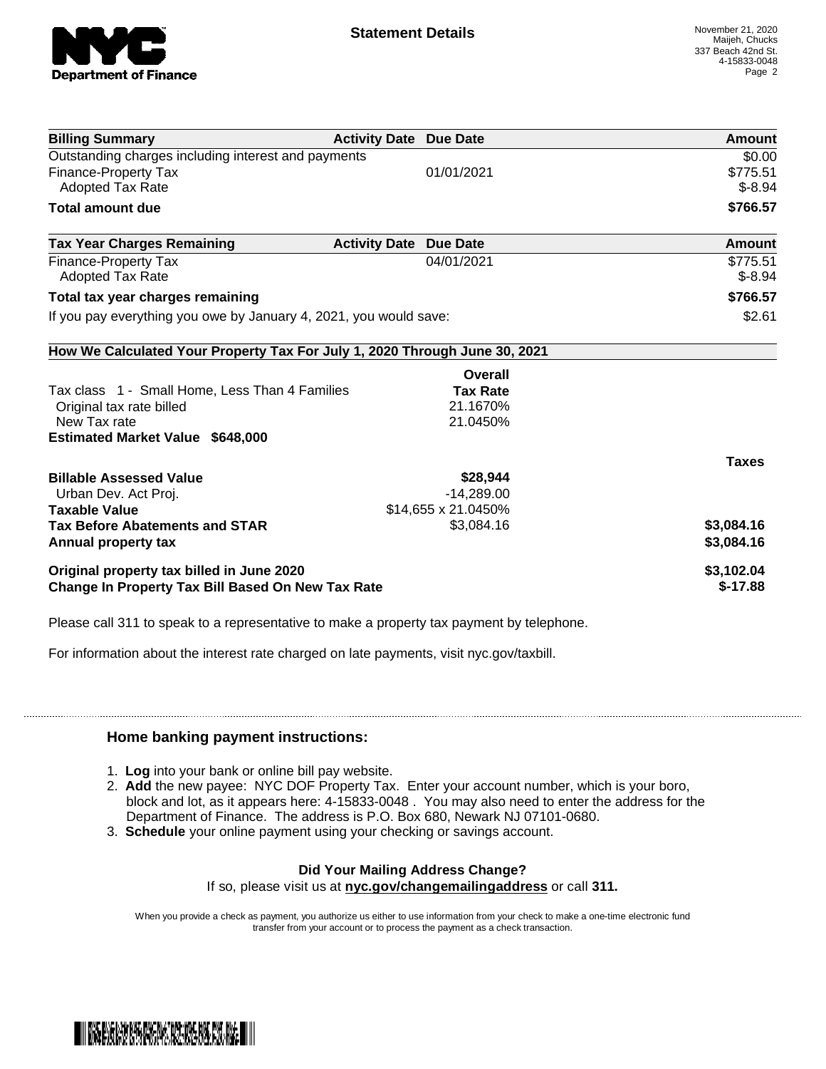## Statement Details

November 21, 2020
Maijeh, Chucks
337 Beach 42nd St.
4-15833-0048

| Billing Summary | Activity Date | Due Date | Amount |
| --- | --- | --- | --- |
| Outstanding charges including interest and payments | | | $0.00 |
| Finance-Property Tax | | 01/01/2021 | $775.51 |
| Adopted Tax Rate | | | $-8.94 |
| **Total amount due** | | | **$766.57** |

| Tax Year Charges Remaining | Activity Date | Due Date | Amount |
| --- | --- | --- | --- |
| Finance-Property Tax | | 04/01/2021 | $775.51 |
| Adopted Tax Rate | | | $-8.94 |
| **Total tax year charges remaining** | | | **$766.57** |
| If you pay everything you owe by January 4, 2021, you would save: | | | $2.61 |

### How We Calculated Your Property Tax For July 1, 2020 Through June 30, 2021

| | Overall Tax Rate | |
| --- | --- | --- |
| Tax class 1 - Small Home, Less Than 4 Families | | |
| Original tax rate billed | 21.1670% | |
| New Tax rate | 21.0450% | |
| **Estimated Market Value $648,000** | | |
| | | **Taxes** |
| **Billable Assessed Value** | **$28,944** | |
| Urban Dev. Act Proj. | -14,289.00 | |
| **Taxable Value** | $14,655 x 21.0450% | |
| **Tax Before Abatements and STAR** | $3,084.16 | **$3,084.16** |
| **Annual property tax** | | **$3,084.16** |
| **Original property tax billed in June 2020** | | **$3,102.04** |
| **Change In Property Tax Bill Based On New Tax Rate** | | **$-17.88** |

Please call 311 to speak to a representative to make a property tax payment by telephone.

For information about the interest rate charged on late payments, visit nyc.gov/taxbill.

### Home banking payment instructions:

1. **Log** into your bank or online bill pay website.
2. **Add** the new payee: NYC DOF Property Tax. Enter your account number, which is your boro, block and lot, as it appears here: 4-15833-0048 . You may also need to enter the address for the Department of Finance. The address is P.O. Box 680, Newark NJ 07101-0680.
3. **Schedule** your online payment using your checking or savings account.

**Did Your Mailing Address Change?**
If so, please visit us at **nyc.gov/changemailingaddress** or call **311.**

When you provide a check as payment, you authorize us either to use information from your check to make a one-time electronic fund transfer from your account or to process the payment as a check transaction.